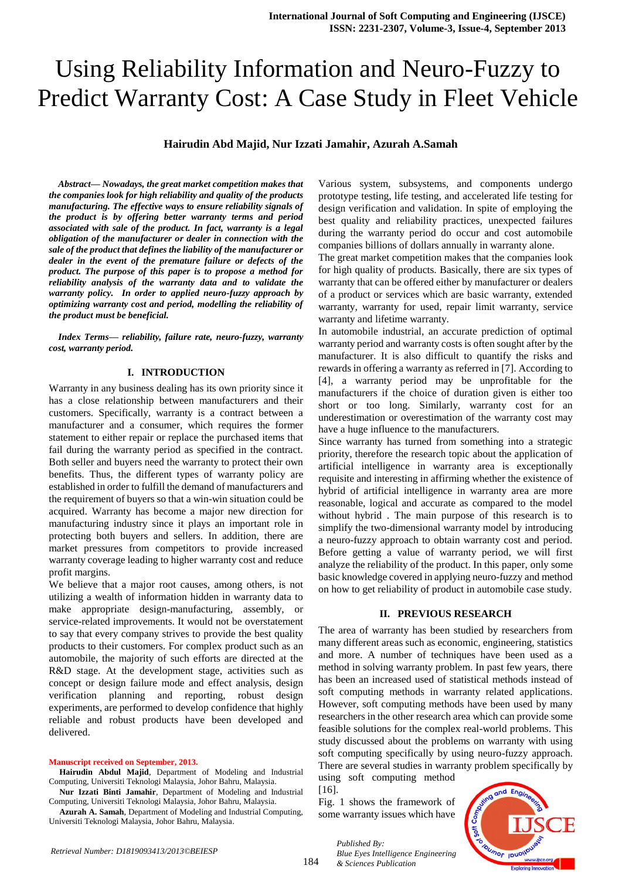# Using Reliability Information and Neuro-Fuzzy to Predict Warranty Cost: A Case Study in Fleet Vehicle

**Hairudin Abd Majid, Nur Izzati Jamahir, Azurah A.Samah**

***Abstract— Nowadays, the great market competition makes that the companies look for high reliability and quality of the products manufacturing. The effective ways to ensure reliability signals of the product is by offering better warranty terms and period associated with sale of the product. In fact, warranty is a legal obligation of the manufacturer or dealer in connection with the sale of the product that defines the liability of the manufacturer or dealer in the event of the premature failure or defects of the product. The purpose of this paper is to propose a method for reliability analysis of the warranty data and to validate the warranty policy. In order to applied neuro-fuzzy approach by optimizing warranty cost and period, modelling the reliability of the product must be beneficial.***

***Index Terms— reliability, failure rate, neuro-fuzzy, warranty cost, warranty period.***

## I. INTRODUCTION

Warranty in any business dealing has its own priority since it has a close relationship between manufacturers and their customers. Specifically, warranty is a contract between a manufacturer and a consumer, which requires the former statement to either repair or replace the purchased items that fail during the warranty period as specified in the contract. Both seller and buyers need the warranty to protect their own benefits. Thus, the different types of warranty policy are established in order to fulfill the demand of manufacturers and the requirement of buyers so that a win-win situation could be acquired. Warranty has become a major new direction for manufacturing industry since it plays an important role in protecting both buyers and sellers. In addition, there are market pressures from competitors to provide increased warranty coverage leading to higher warranty cost and reduce profit margins.

We believe that a major root causes, among others, is not utilizing a wealth of information hidden in warranty data to make appropriate design-manufacturing, assembly, or service-related improvements. It would not be overstatement to say that every company strives to provide the best quality products to their customers. For complex product such as an automobile, the majority of such efforts are directed at the R&D stage. At the development stage, activities such as concept or design failure mode and effect analysis, design verification planning and reporting, robust design experiments, are performed to develop confidence that highly reliable and robust products have been developed and delivered.

Various system, subsystems, and components undergo prototype testing, life testing, and accelerated life testing for design verification and validation. In spite of employing the best quality and reliability practices, unexpected failures during the warranty period do occur and cost automobile companies billions of dollars annually in warranty alone.

The great market competition makes that the companies look for high quality of products. Basically, there are six types of warranty that can be offered either by manufacturer or dealers of a product or services which are basic warranty, extended warranty, warranty for used, repair limit warranty, service warranty and lifetime warranty.

In automobile industrial, an accurate prediction of optimal warranty period and warranty costs is often sought after by the manufacturer. It is also difficult to quantify the risks and rewards in offering a warranty as referred in [7]. According to [4], a warranty period may be unprofitable for the manufacturers if the choice of duration given is either too short or too long. Similarly, warranty cost for an underestimation or overestimation of the warranty cost may have a huge influence to the manufacturers.

Since warranty has turned from something into a strategic priority, therefore the research topic about the application of artificial intelligence in warranty area is exceptionally requisite and interesting in affirming whether the existence of hybrid of artificial intelligence in warranty area are more reasonable, logical and accurate as compared to the model without hybrid . The main purpose of this research is to simplify the two-dimensional warranty model by introducing a neuro-fuzzy approach to obtain warranty cost and period. Before getting a value of warranty period, we will first analyze the reliability of the product. In this paper, only some basic knowledge covered in applying neuro-fuzzy and method on how to get reliability of product in automobile case study.

## II. PREVIOUS RESEARCH

The area of warranty has been studied by researchers from many different areas such as economic, engineering, statistics and more. A number of techniques have been used as a method in solving warranty problem. In past few years, there has been an increased used of statistical methods instead of soft computing methods in warranty related applications. However, soft computing methods have been used by many researchers in the other research area which can provide some feasible solutions for the complex real-world problems. This study discussed about the problems on warranty with using soft computing specifically by using neuro-fuzzy approach. There are several studies in warranty problem specifically by using soft computing method [16].

Fig. 1 shows the framework of some warranty issues which have

---

**Manuscript received on September, 2013.**

**Hairudin Abdul Majid**, Department of Modeling and Industrial Computing, Universiti Teknologi Malaysia, Johor Bahru, Malaysia.

**Nur Izzati Binti Jamahir**, Department of Modeling and Industrial Computing, Universiti Teknologi Malaysia, Johor Bahru, Malaysia.

**Azurah A. Samah**, Department of Modeling and Industrial Computing, Universiti Teknologi Malaysia, Johor Bahru, Malaysia.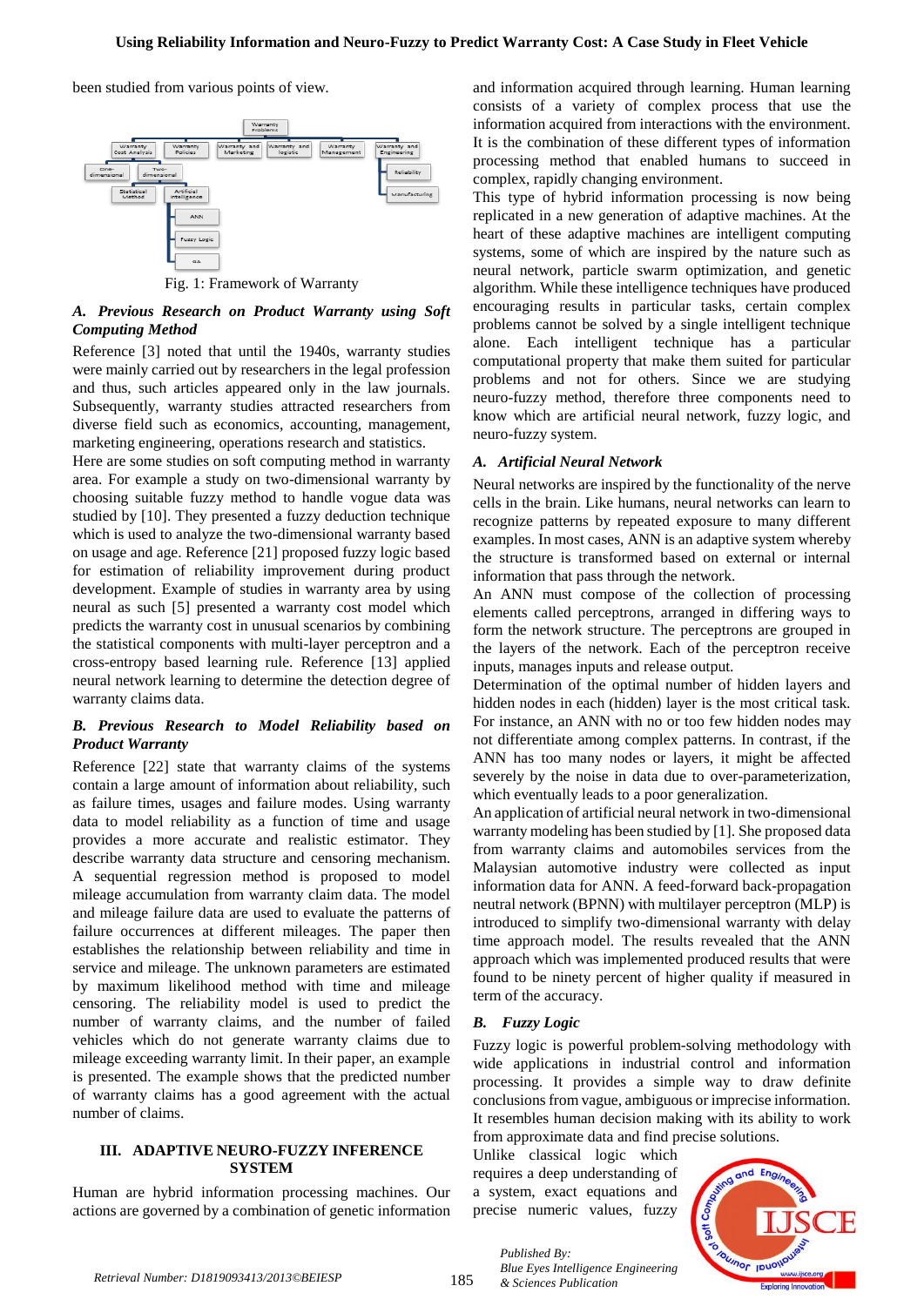been studied from various points of view.

Warranty Problems

Warranty Cost Analysis

One-dimensional

Two-dimensional

Statistical Method

Artificial intelligence

ANN

Fuzzy Logic

GA

Warranty Policies

Warranty and Marketing

Warranty and logistic

Warranty Management

Warranty and Engineering

Reliability

Manufacturing

Fig. 1: Framework of Warranty

### A. *Previous Research on Product Warranty using Soft Computing Method*

Reference [3] noted that until the 1940s, warranty studies were mainly carried out by researchers in the legal profession and thus, such articles appeared only in the law journals. Subsequently, warranty studies attracted researchers from diverse field such as economics, accounting, management, marketing engineering, operations research and statistics.

Here are some studies on soft computing method in warranty area. For example a study on two-dimensional warranty by choosing suitable fuzzy method to handle vogue data was studied by [10]. They presented a fuzzy deduction technique which is used to analyze the two-dimensional warranty based on usage and age. Reference [21] proposed fuzzy logic based for estimation of reliability improvement during product development. Example of studies in warranty area by using neural as such [5] presented a warranty cost model which predicts the warranty cost in unusual scenarios by combining the statistical components with multi-layer perceptron and a cross-entropy based learning rule. Reference [13] applied neural network learning to determine the detection degree of warranty claims data.

### B. *Previous Research to Model Reliability based on Product Warranty*

Reference [22] state that warranty claims of the systems contain a large amount of information about reliability, such as failure times, usages and failure modes. Using warranty data to model reliability as a function of time and usage provides a more accurate and realistic estimator. They describe warranty data structure and censoring mechanism. A sequential regression method is proposed to model mileage accumulation from warranty claim data. The model and mileage failure data are used to evaluate the patterns of failure occurrences at different mileages. The paper then establishes the relationship between reliability and time in service and mileage. The unknown parameters are estimated by maximum likelihood method with time and mileage censoring. The reliability model is used to predict the number of warranty claims, and the number of failed vehicles which do not generate warranty claims due to mileage exceeding warranty limit. In their paper, an example is presented. The example shows that the predicted number of warranty claims has a good agreement with the actual number of claims.

## III. ADAPTIVE NEURO-FUZZY INFERENCE SYSTEM

Human are hybrid information processing machines. Our actions are governed by a combination of genetic information and information acquired through learning. Human learning consists of a variety of complex process that use the information acquired from interactions with the environment. It is the combination of these different types of information processing method that enabled humans to succeed in complex, rapidly changing environment.

This type of hybrid information processing is now being replicated in a new generation of adaptive machines. At the heart of these adaptive machines are intelligent computing systems, some of which are inspired by the nature such as neural network, particle swarm optimization, and genetic algorithm. While these intelligence techniques have produced encouraging results in particular tasks, certain complex problems cannot be solved by a single intelligent technique alone. Each intelligent technique has a particular computational property that make them suited for particular problems and not for others. Since we are studying neuro-fuzzy method, therefore three components need to know which are artificial neural network, fuzzy logic, and neuro-fuzzy system.

### A. *Artificial Neural Network*

Neural networks are inspired by the functionality of the nerve cells in the brain. Like humans, neural networks can learn to recognize patterns by repeated exposure to many different examples. In most cases, ANN is an adaptive system whereby the structure is transformed based on external or internal information that pass through the network.

An ANN must compose of the collection of processing elements called perceptrons, arranged in differing ways to form the network structure. The perceptrons are grouped in the layers of the network. Each of the perceptron receive inputs, manages inputs and release output.

Determination of the optimal number of hidden layers and hidden nodes in each (hidden) layer is the most critical task. For instance, an ANN with no or too few hidden nodes may not differentiate among complex patterns. In contrast, if the ANN has too many nodes or layers, it might be affected severely by the noise in data due to over-parameterization, which eventually leads to a poor generalization.

An application of artificial neural network in two-dimensional warranty modeling has been studied by [1]. She proposed data from warranty claims and automobiles services from the Malaysian automotive industry were collected as input information data for ANN. A feed-forward back-propagation neutral network (BPNN) with multilayer perceptron (MLP) is introduced to simplify two-dimensional warranty with delay time approach model. The results revealed that the ANN approach which was implemented produced results that were found to be ninety percent of higher quality if measured in term of the accuracy.

### B. *Fuzzy Logic*

Fuzzy logic is powerful problem-solving methodology with wide applications in industrial control and information processing. It provides a simple way to draw definite conclusions from vague, ambiguous or imprecise information. It resembles human decision making with its ability to work from approximate data and find precise solutions.

Unlike classical logic which requires a deep understanding of a system, exact equations and precise numeric values, fuzzy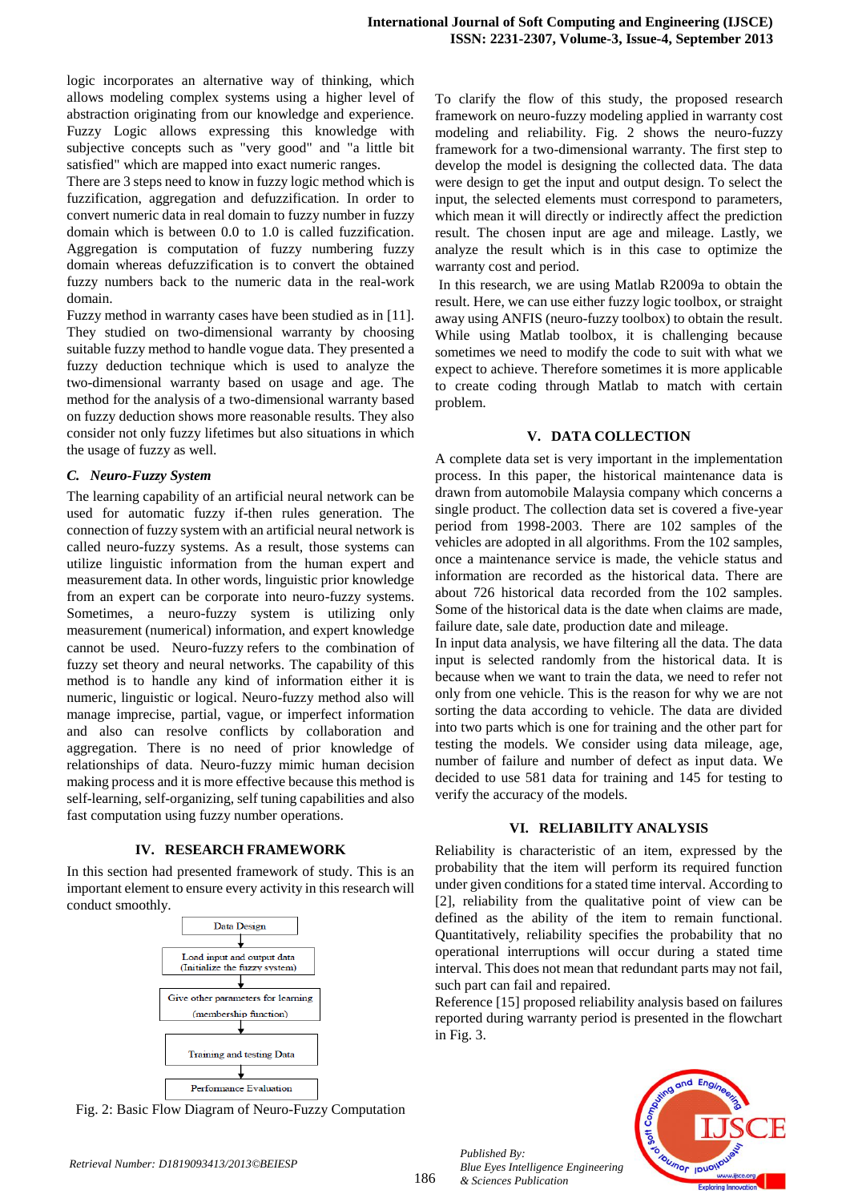logic incorporates an alternative way of thinking, which allows modeling complex systems using a higher level of abstraction originating from our knowledge and experience. Fuzzy Logic allows expressing this knowledge with subjective concepts such as "very good" and "a little bit satisfied" which are mapped into exact numeric ranges.

There are 3 steps need to know in fuzzy logic method which is fuzzification, aggregation and defuzzification. In order to convert numeric data in real domain to fuzzy number in fuzzy domain which is between 0.0 to 1.0 is called fuzzification. Aggregation is computation of fuzzy numbering fuzzy domain whereas defuzzification is to convert the obtained fuzzy numbers back to the numeric data in the real-work domain.

Fuzzy method in warranty cases have been studied as in [11]. They studied on two-dimensional warranty by choosing suitable fuzzy method to handle vogue data. They presented a fuzzy deduction technique which is used to analyze the two-dimensional warranty based on usage and age. The method for the analysis of a two-dimensional warranty based on fuzzy deduction shows more reasonable results. They also consider not only fuzzy lifetimes but also situations in which the usage of fuzzy as well.

### *C. Neuro-Fuzzy System*

The learning capability of an artificial neural network can be used for automatic fuzzy if-then rules generation. The connection of fuzzy system with an artificial neural network is called neuro-fuzzy systems. As a result, those systems can utilize linguistic information from the human expert and measurement data. In other words, linguistic prior knowledge from an expert can be corporate into neuro-fuzzy systems. Sometimes, a neuro-fuzzy system is utilizing only measurement (numerical) information, and expert knowledge cannot be used. Neuro-fuzzy refers to the combination of fuzzy set theory and neural networks. The capability of this method is to handle any kind of information either it is numeric, linguistic or logical. Neuro-fuzzy method also will manage imprecise, partial, vague, or imperfect information and also can resolve conflicts by collaboration and aggregation. There is no need of prior knowledge of relationships of data. Neuro-fuzzy mimic human decision making process and it is more effective because this method is self-learning, self-organizing, self tuning capabilities and also fast computation using fuzzy number operations.

## IV. RESEARCH FRAMEWORK

In this section had presented framework of study. This is an important element to ensure every activity in this research will conduct smoothly.

Data Design
↓
Load input and output data (Initialize the fuzzy system)
↓
Give other parameters for learning (membership function)
↓
Training and testing Data
↓
Performance Evaluation

Fig. 2: Basic Flow Diagram of Neuro-Fuzzy Computation

To clarify the flow of this study, the proposed research framework on neuro-fuzzy modeling applied in warranty cost modeling and reliability. Fig. 2 shows the neuro-fuzzy framework for a two-dimensional warranty. The first step to develop the model is designing the collected data. The data were design to get the input and output design. To select the input, the selected elements must correspond to parameters, which mean it will directly or indirectly affect the prediction result. The chosen input are age and mileage. Lastly, we analyze the result which is in this case to optimize the warranty cost and period.

In this research, we are using Matlab R2009a to obtain the result. Here, we can use either fuzzy logic toolbox, or straight away using ANFIS (neuro-fuzzy toolbox) to obtain the result. While using Matlab toolbox, it is challenging because sometimes we need to modify the code to suit with what we expect to achieve. Therefore sometimes it is more applicable to create coding through Matlab to match with certain problem.

## V. DATA COLLECTION

A complete data set is very important in the implementation process. In this paper, the historical maintenance data is drawn from automobile Malaysia company which concerns a single product. The collection data set is covered a five-year period from 1998-2003. There are 102 samples of the vehicles are adopted in all algorithms. From the 102 samples, once a maintenance service is made, the vehicle status and information are recorded as the historical data. There are about 726 historical data recorded from the 102 samples. Some of the historical data is the date when claims are made, failure date, sale date, production date and mileage.

In input data analysis, we have filtering all the data. The data input is selected randomly from the historical data. It is because when we want to train the data, we need to refer not only from one vehicle. This is the reason for why we are not sorting the data according to vehicle. The data are divided into two parts which is one for training and the other part for testing the models. We consider using data mileage, age, number of failure and number of defect as input data. We decided to use 581 data for training and 145 for testing to verify the accuracy of the models.

## VI. RELIABILITY ANALYSIS

Reliability is characteristic of an item, expressed by the probability that the item will perform its required function under given conditions for a stated time interval. According to [2], reliability from the qualitative point of view can be defined as the ability of the item to remain functional. Quantitatively, reliability specifies the probability that no operational interruptions will occur during a stated time interval. This does not mean that redundant parts may not fail, such part can fail and repaired.

Reference [15] proposed reliability analysis based on failures reported during warranty period is presented in the flowchart in Fig. 3.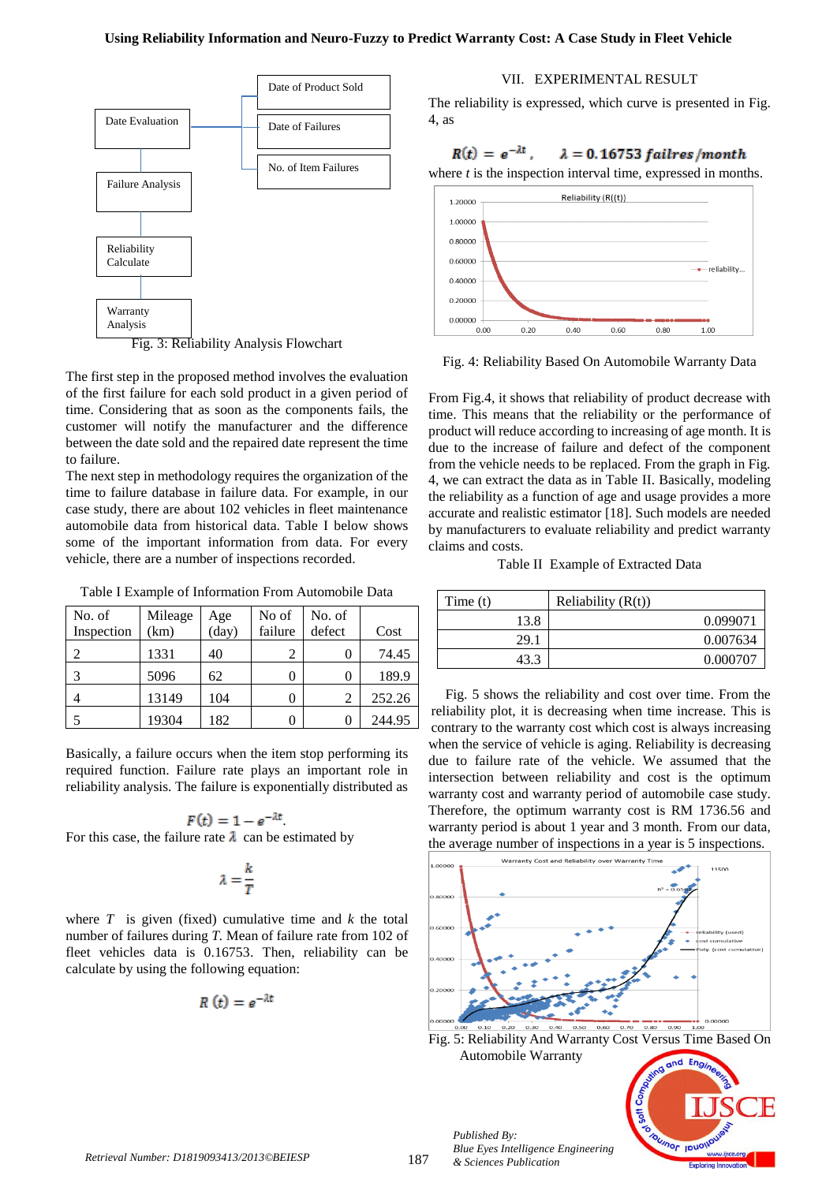Fig. 3: Reliability Analysis Flowchart

The first step in the proposed method involves the evaluation of the first failure for each sold product in a given period of time. Considering that as soon as the components fails, the customer will notify the manufacturer and the difference between the date sold and the repaired date represent the time to failure.

The next step in methodology requires the organization of the time to failure database in failure data. For example, in our case study, there are about 102 vehicles in fleet maintenance automobile data from historical data. Table I below shows some of the important information from data. For every vehicle, there are a number of inspections recorded.

Table I Example of Information From Automobile Data

| No. of Inspection | Mileage (km) | Age (day) | No of failure | No. of defect | Cost |
|---|---|---|---|---|---|
| 2 | 1331 | 40 | 2 | 0 | 74.45 |
| 3 | 5096 | 62 | 0 | 0 | 189.9 |
| 4 | 13149 | 104 | 0 | 2 | 252.26 |
| 5 | 19304 | 182 | 0 | 0 | 244.95 |

Basically, a failure occurs when the item stop performing its required function. Failure rate plays an important role in reliability analysis. The failure is exponentially distributed as

$$F(t) = 1 - e^{-\lambda t}.$$

For this case, the failure rate $\lambda$ can be estimated by

$$\lambda = \frac{k}{T}$$

where $T$ is given (fixed) cumulative time and $k$ the total number of failures during $T$. Mean of failure rate from 102 of fleet vehicles data is 0.16753. Then, reliability can be calculate by using the following equation:

$$R(t) = e^{-\lambda t}$$

## VII. EXPERIMENTAL RESULT

The reliability is expressed, which curve is presented in Fig. 4, as

$$R(t) = e^{-\lambda t}, \quad \lambda = 0.16753 \text{ failres/month}$$

where $t$ is the inspection interval time, expressed in months.

Fig. 4: Reliability Based On Automobile Warranty Data

From Fig.4, it shows that reliability of product decrease with time. This means that the reliability or the performance of product will reduce according to increasing of age month. It is due to the increase of failure and defect of the component from the vehicle needs to be replaced. From the graph in Fig. 4, we can extract the data as in Table II. Basically, modeling the reliability as a function of age and usage provides a more accurate and realistic estimator [18]. Such models are needed by manufacturers to evaluate reliability and predict warranty claims and costs.

Table II Example of Extracted Data

| Time (t) | Reliability (R(t)) |
|---|---|
| 13.8 | 0.099071 |
| 29.1 | 0.007634 |
| 43.3 | 0.000707 |

Fig. 5 shows the reliability and cost over time. From the reliability plot, it is decreasing when time increase. This is contrary to the warranty cost which cost is always increasing when the service of vehicle is aging. Reliability is decreasing due to failure rate of the vehicle. We assumed that the intersection between reliability and cost is the optimum warranty cost and warranty period of automobile case study. Therefore, the optimum warranty cost is RM 1736.56 and warranty period is about 1 year and 3 month. From our data, the average number of inspections in a year is 5 inspections.

Fig. 5: Reliability And Warranty Cost Versus Time Based On Automobile Warranty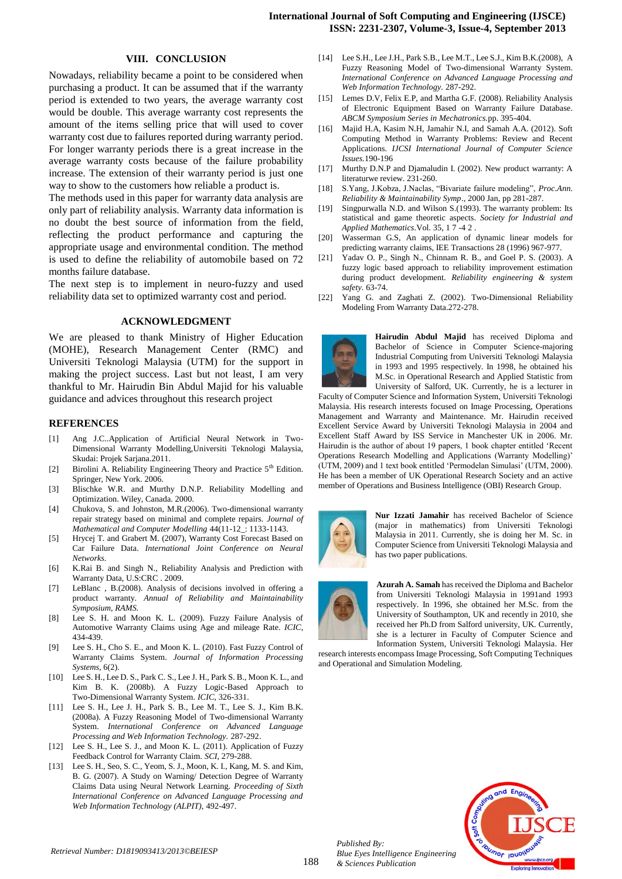## VIII. CONCLUSION

Nowadays, reliability became a point to be considered when purchasing a product. It can be assumed that if the warranty period is extended to two years, the average warranty cost would be double. This average warranty cost represents the amount of the items selling price that will used to cover warranty cost due to failures reported during warranty period. For longer warranty periods there is a great increase in the average warranty costs because of the failure probability increase. The extension of their warranty period is just one way to show to the customers how reliable a product is.

The methods used in this paper for warranty data analysis are only part of reliability analysis. Warranty data information is no doubt the best source of information from the field, reflecting the product performance and capturing the appropriate usage and environmental condition. The method is used to define the reliability of automobile based on 72 months failure database.

The next step is to implement in neuro-fuzzy and used reliability data set to optimized warranty cost and period.

## ACKNOWLEDGMENT

We are pleased to thank Ministry of Higher Education (MOHE), Research Management Center (RMC) and Universiti Teknologi Malaysia (UTM) for the support in making the project success. Last but not least, I am very thankful to Mr. Hairudin Bin Abdul Majid for his valuable guidance and advices throughout this research project

## REFERENCES

[1] Ang J.C..Application of Artificial Neural Network in Two-Dimensional Warranty Modelling,Universiti Teknologi Malaysia, Skudai: Projek Sarjana.2011.

[2] Birolini A. Reliability Engineering Theory and Practice 5th Edition. Springer, New York. 2006.

[3] Blischke W.R. and Murthy D.N.P. Reliability Modelling and Optimization. Wiley, Canada. 2000.

[4] Chukova, S. and Johnston, M.R.(2006). Two-dimensional warranty repair strategy based on minimal and complete repairs. *Journal of Mathematical and Computer Modelling* 44(11-12_: 1133-1143.

[5] Hrycej T. and Grabert M. (2007), Warranty Cost Forecast Based on Car Failure Data. *International Joint Conference on Neural Networks.*

[6] K.Rai B. and Singh N., Reliability Analysis and Prediction with Warranty Data, U.S:CRC . 2009.

[7] LeBlanc , B.(2008). Analysis of decisions involved in offering a product warranty. *Annual of Reliability and Maintainability Symposium, RAMS.*

[8] Lee S. H. and Moon K. L. (2009). Fuzzy Failure Analysis of Automotive Warranty Claims using Age and mileage Rate. *ICIC*, 434-439.

[9] Lee S. H., Cho S. E., and Moon K. L. (2010). Fast Fuzzy Control of Warranty Claims System. *Journal of Information Processing Systems*, 6(2).

[10] Lee S. H., Lee D. S., Park C. S., Lee J. H., Park S. B., Moon K. L., and Kim B. K. (2008b). A Fuzzy Logic-Based Approach to Two-Dimensional Warranty System. *ICIC*, 326-331.

[11] Lee S. H., Lee J. H., Park S. B., Lee M. T., Lee S. J., Kim B.K. (2008a). A Fuzzy Reasoning Model of Two-dimensional Warranty System. *International Conference on Advanced Language Processing and Web Information Technology.* 287-292.

[12] Lee S. H., Lee S. J., and Moon K. L. (2011). Application of Fuzzy Feedback Control for Warranty Claim. *SCI*, 279-288.

[13] Lee S. H., Seo, S. C., Yeom, S. J., Moon, K. I., Kang, M. S. and Kim, B. G. (2007). A Study on Warning/ Detection Degree of Warranty Claims Data using Neural Network Learning. *Proceeding of Sixth International Conference on Advanced Language Processing and Web Information Technology (ALPIT)*, 492-497.

[14] Lee S.H., Lee J.H., Park S.B., Lee M.T., Lee S.J., Kim B.K.(2008), A Fuzzy Reasoning Model of Two-dimensional Warranty System. *International Conference on Advanced Language Processing and Web Information Technology.* 287-292.

[15] Lemes D.V, Felix E.P, and Martha G.F. (2008). Reliability Analysis of Electronic Equipment Based on Warranty Failure Database. *ABCM Symposium Series in Mechatronics.*pp. 395-404.

[16] Majid H.A, Kasim N.H, Jamahir N.I, and Samah A.A. (2012). Soft Computing Method in Warranty Problems: Review and Recent Applications. *IJCSI International Journal of Computer Science Issues.*190-196

[17] Murthy D.N.P and Djamaludin I. (2002). New product warranty: A literaturwe review. 231-260.

[18] S.Yang, J.Kobza, J.Naclas, "Bivariate failure modeling", *Proc.Ann. Reliability & Maintainability Symp*., 2000 Jan, pp 281-287.

[19] Singpurwalla N.D. and Wilson S.(1993). The warranty problem: Its statistical and game theoretic aspects. *Society for Industrial and Applied Mathematics*.Vol. 35, 1 7 -4 2 .

[20] Wasserman G.S, An application of dynamic linear models for predicting warranty claims, IEE Transactions 28 (1996) 967-977.

[21] Yadav O. P., Singh N., Chinnam R. B., and Goel P. S. (2003). A fuzzy logic based approach to reliability improvement estimation during product development. *Reliability engineering & system safety.* 63-74.

[22] Yang G. and Zaghati Z. (2002). Two-Dimensional Reliability Modeling From Warranty Data.272-278.

**Hairudin Abdul Majid** has received Diploma and Bachelor of Science in Computer Science-majoring Industrial Computing from Universiti Teknologi Malaysia in 1993 and 1995 respectively. In 1998, he obtained his M.Sc. in Operational Research and Applied Statistic from University of Salford, UK. Currently, he is a lecturer in Faculty of Computer Science and Information System, Universiti Teknologi Malaysia. His research interests focused on Image Processing, Operations Management and Warranty and Maintenance. Mr. Hairudin received Excellent Service Award by Universiti Teknologi Malaysia in 2004 and Excellent Staff Award by ISS Service in Manchester UK in 2006. Mr. Hairudin is the author of about 19 papers, 1 book chapter entitled 'Recent Operations Research Modelling and Applications (Warranty Modelling)' (UTM, 2009) and 1 text book entitled 'Permodelan Simulasi' (UTM, 2000). He has been a member of UK Operational Research Society and an active member of Operations and Business Intelligence (OBI) Research Group.

**Nur Izzati Jamahir** has received Bachelor of Science (major in mathematics) from Universiti Teknologi Malaysia in 2011. Currently, she is doing her M. Sc. in Computer Science from Universiti Teknologi Malaysia and has two paper publications.

**Azurah A. Samah** has received the Diploma and Bachelor from Universiti Teknologi Malaysia in 1991and 1993 respectively. In 1996, she obtained her M.Sc. from the University of Southampton, UK and recently in 2010, she received her Ph.D from Salford university, UK. Currently, she is a lecturer in Faculty of Computer Science and Information System, Universiti Teknologi Malaysia. Her research interests encompass Image Processing, Soft Computing Techniques and Operational and Simulation Modeling.